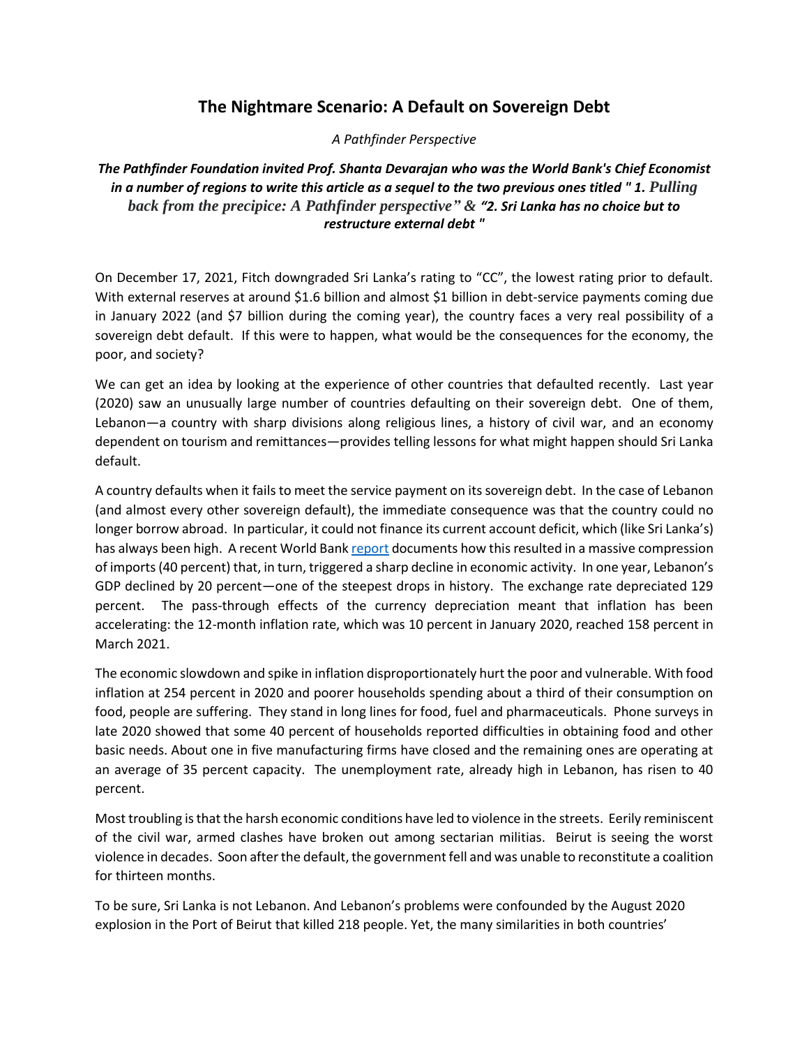# The Nightmare Scenario: A Default on Sovereign Debt

*A Pathfinder Perspective*

***The Pathfinder Foundation invited Prof. Shanta Devarajan who was the World Bank's Chief Economist in a number of regions to write this article as a sequel to the two previous ones titled " 1. Pulling back from the precipice: A Pathfinder perspective" & "2. Sri Lanka has no choice but to restructure external debt "***

On December 17, 2021, Fitch downgraded Sri Lanka's rating to "CC", the lowest rating prior to default. With external reserves at around $1.6 billion and almost $1 billion in debt-service payments coming due in January 2022 (and $7 billion during the coming year), the country faces a very real possibility of a sovereign debt default. If this were to happen, what would be the consequences for the economy, the poor, and society?

We can get an idea by looking at the experience of other countries that defaulted recently. Last year (2020) saw an unusually large number of countries defaulting on their sovereign debt. One of them, Lebanon—a country with sharp divisions along religious lines, a history of civil war, and an economy dependent on tourism and remittances—provides telling lessons for what might happen should Sri Lanka default.

A country defaults when it fails to meet the service payment on its sovereign debt. In the case of Lebanon (and almost every other sovereign default), the immediate consequence was that the country could no longer borrow abroad. In particular, it could not finance its current account deficit, which (like Sri Lanka's) has always been high. A recent World Bank [report](report) documents how this resulted in a massive compression of imports (40 percent) that, in turn, triggered a sharp decline in economic activity. In one year, Lebanon's GDP declined by 20 percent—one of the steepest drops in history. The exchange rate depreciated 129 percent. The pass-through effects of the currency depreciation meant that inflation has been accelerating: the 12-month inflation rate, which was 10 percent in January 2020, reached 158 percent in March 2021.

The economic slowdown and spike in inflation disproportionately hurt the poor and vulnerable. With food inflation at 254 percent in 2020 and poorer households spending about a third of their consumption on food, people are suffering. They stand in long lines for food, fuel and pharmaceuticals. Phone surveys in late 2020 showed that some 40 percent of households reported difficulties in obtaining food and other basic needs. About one in five manufacturing firms have closed and the remaining ones are operating at an average of 35 percent capacity. The unemployment rate, already high in Lebanon, has risen to 40 percent.

Most troubling is that the harsh economic conditions have led to violence in the streets. Eerily reminiscent of the civil war, armed clashes have broken out among sectarian militias. Beirut is seeing the worst violence in decades. Soon after the default, the government fell and was unable to reconstitute a coalition for thirteen months.

To be sure, Sri Lanka is not Lebanon. And Lebanon's problems were confounded by the August 2020 explosion in the Port of Beirut that killed 218 people. Yet, the many similarities in both countries'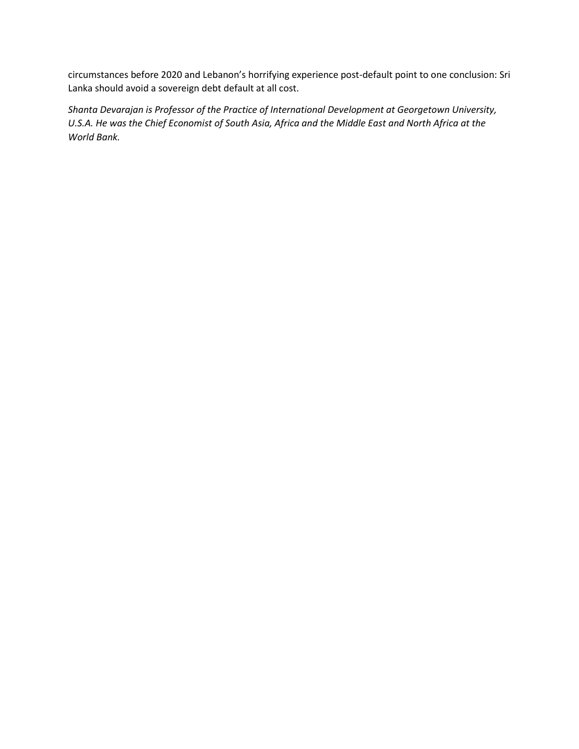circumstances before 2020 and Lebanon's horrifying experience post-default point to one conclusion: Sri Lanka should avoid a sovereign debt default at all cost.

*Shanta Devarajan is Professor of the Practice of International Development at Georgetown University, U.S.A. He was the Chief Economist of South Asia, Africa and the Middle East and North Africa at the World Bank.*